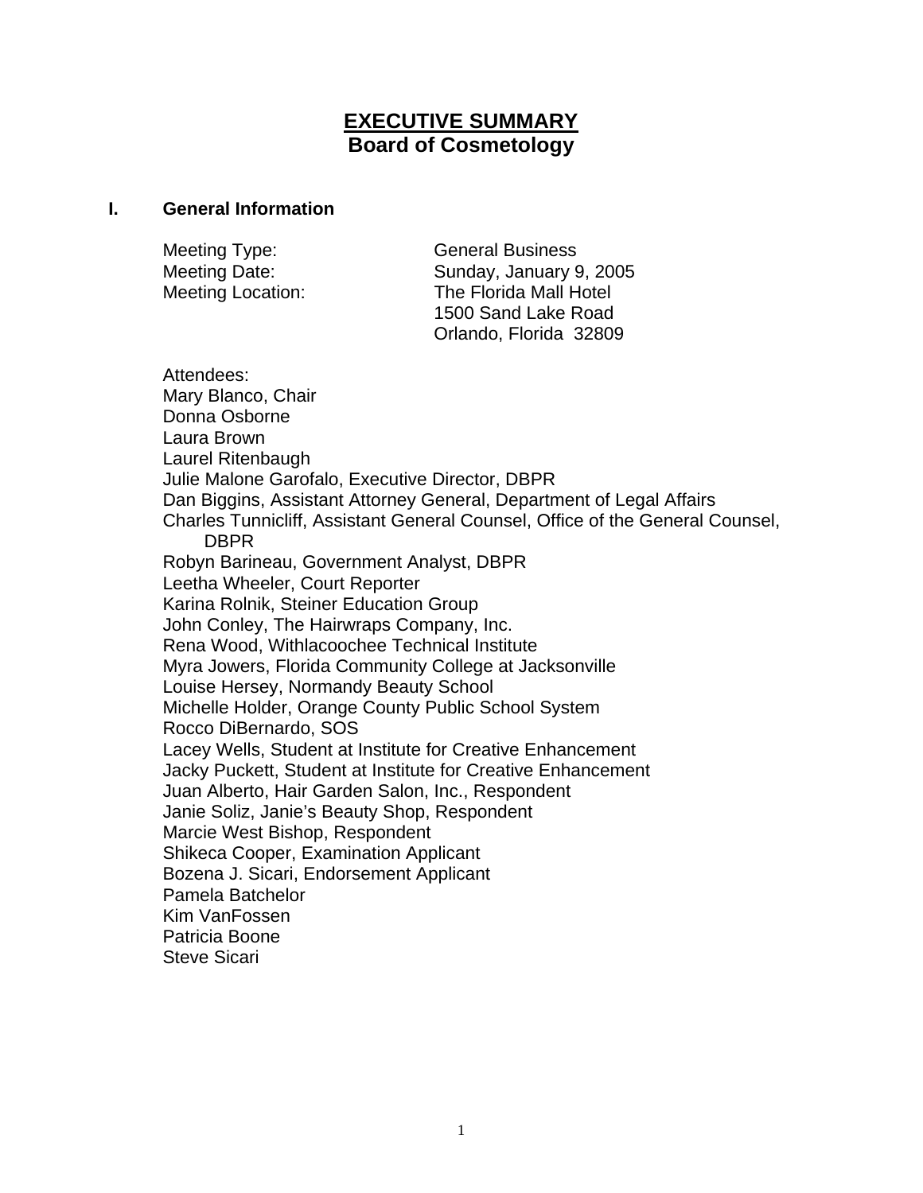# EXECUTIVE SUMMARY
## Board of Cosmetology

### I. General Information

| | |
|---|---|
| Meeting Type: | General Business |
| Meeting Date: | Sunday, January 9, 2005 |
| Meeting Location: | The Florida Mall Hotel<br>1500 Sand Lake Road<br>Orlando, Florida 32809 |

Attendees:
Mary Blanco, Chair
Donna Osborne
Laura Brown
Laurel Ritenbaugh
Julie Malone Garofalo, Executive Director, DBPR
Dan Biggins, Assistant Attorney General, Department of Legal Affairs
Charles Tunnicliff, Assistant General Counsel, Office of the General Counsel, DBPR
Robyn Barineau, Government Analyst, DBPR
Leetha Wheeler, Court Reporter
Karina Rolnik, Steiner Education Group
John Conley, The Hairwraps Company, Inc.
Rena Wood, Withlacoochee Technical Institute
Myra Jowers, Florida Community College at Jacksonville
Louise Hersey, Normandy Beauty School
Michelle Holder, Orange County Public School System
Rocco DiBernardo, SOS
Lacey Wells, Student at Institute for Creative Enhancement
Jacky Puckett, Student at Institute for Creative Enhancement
Juan Alberto, Hair Garden Salon, Inc., Respondent
Janie Soliz, Janie's Beauty Shop, Respondent
Marcie West Bishop, Respondent
Shikeca Cooper, Examination Applicant
Bozena J. Sicari, Endorsement Applicant
Pamela Batchelor
Kim VanFossen
Patricia Boone
Steve Sicari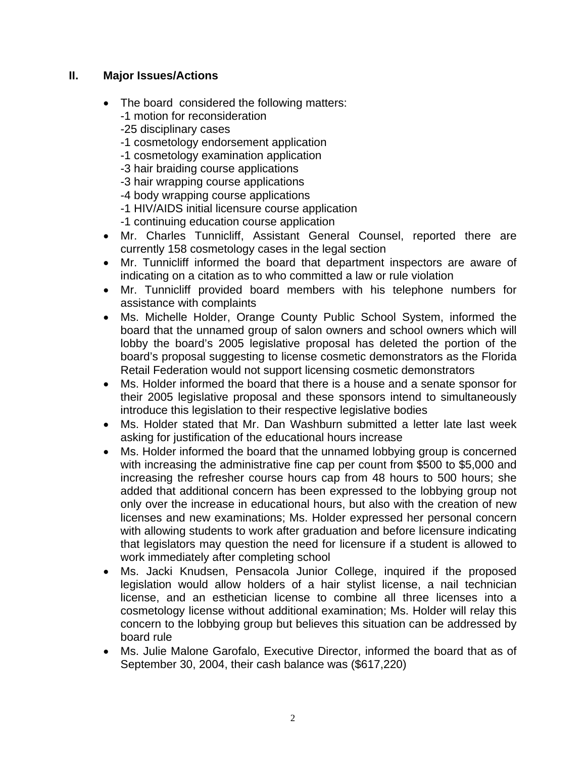## II. Major Issues/Actions

- The board considered the following matters:
  - -1 motion for reconsideration
  - -25 disciplinary cases
  - -1 cosmetology endorsement application
  - -1 cosmetology examination application
  - -3 hair braiding course applications
  - -3 hair wrapping course applications
  - -4 body wrapping course applications
  - -1 HIV/AIDS initial licensure course application
  - -1 continuing education course application
- Mr. Charles Tunnicliff, Assistant General Counsel, reported there are currently 158 cosmetology cases in the legal section
- Mr. Tunnicliff informed the board that department inspectors are aware of indicating on a citation as to who committed a law or rule violation
- Mr. Tunnicliff provided board members with his telephone numbers for assistance with complaints
- Ms. Michelle Holder, Orange County Public School System, informed the board that the unnamed group of salon owners and school owners which will lobby the board's 2005 legislative proposal has deleted the portion of the board's proposal suggesting to license cosmetic demonstrators as the Florida Retail Federation would not support licensing cosmetic demonstrators
- Ms. Holder informed the board that there is a house and a senate sponsor for their 2005 legislative proposal and these sponsors intend to simultaneously introduce this legislation to their respective legislative bodies
- Ms. Holder stated that Mr. Dan Washburn submitted a letter late last week asking for justification of the educational hours increase
- Ms. Holder informed the board that the unnamed lobbying group is concerned with increasing the administrative fine cap per count from $500 to $5,000 and increasing the refresher course hours cap from 48 hours to 500 hours; she added that additional concern has been expressed to the lobbying group not only over the increase in educational hours, but also with the creation of new licenses and new examinations; Ms. Holder expressed her personal concern with allowing students to work after graduation and before licensure indicating that legislators may question the need for licensure if a student is allowed to work immediately after completing school
- Ms. Jacki Knudsen, Pensacola Junior College, inquired if the proposed legislation would allow holders of a hair stylist license, a nail technician license, and an esthetician license to combine all three licenses into a cosmetology license without additional examination; Ms. Holder will relay this concern to the lobbying group but believes this situation can be addressed by board rule
- Ms. Julie Malone Garofalo, Executive Director, informed the board that as of September 30, 2004, their cash balance was ($617,220)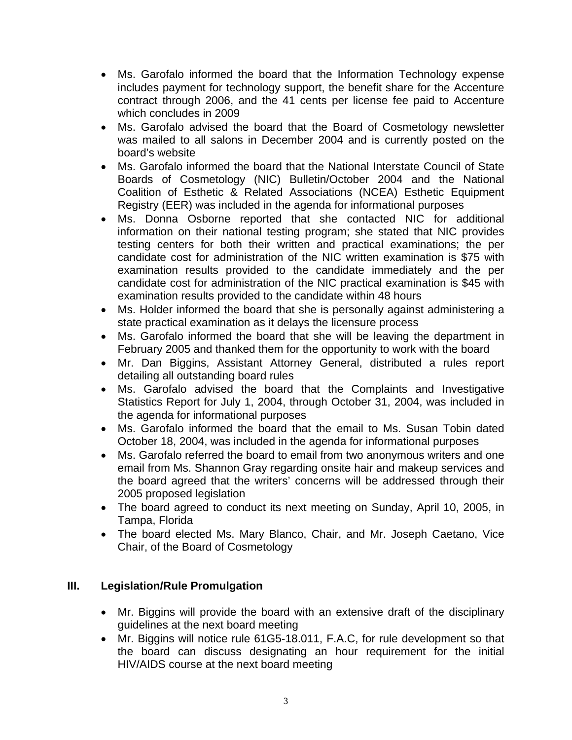- Ms. Garofalo informed the board that the Information Technology expense includes payment for technology support, the benefit share for the Accenture contract through 2006, and the 41 cents per license fee paid to Accenture which concludes in 2009
- Ms. Garofalo advised the board that the Board of Cosmetology newsletter was mailed to all salons in December 2004 and is currently posted on the board's website
- Ms. Garofalo informed the board that the National Interstate Council of State Boards of Cosmetology (NIC) Bulletin/October 2004 and the National Coalition of Esthetic & Related Associations (NCEA) Esthetic Equipment Registry (EER) was included in the agenda for informational purposes
- Ms. Donna Osborne reported that she contacted NIC for additional information on their national testing program; she stated that NIC provides testing centers for both their written and practical examinations; the per candidate cost for administration of the NIC written examination is $75 with examination results provided to the candidate immediately and the per candidate cost for administration of the NIC practical examination is $45 with examination results provided to the candidate within 48 hours
- Ms. Holder informed the board that she is personally against administering a state practical examination as it delays the licensure process
- Ms. Garofalo informed the board that she will be leaving the department in February 2005 and thanked them for the opportunity to work with the board
- Mr. Dan Biggins, Assistant Attorney General, distributed a rules report detailing all outstanding board rules
- Ms. Garofalo advised the board that the Complaints and Investigative Statistics Report for July 1, 2004, through October 31, 2004, was included in the agenda for informational purposes
- Ms. Garofalo informed the board that the email to Ms. Susan Tobin dated October 18, 2004, was included in the agenda for informational purposes
- Ms. Garofalo referred the board to email from two anonymous writers and one email from Ms. Shannon Gray regarding onsite hair and makeup services and the board agreed that the writers' concerns will be addressed through their 2005 proposed legislation
- The board agreed to conduct its next meeting on Sunday, April 10, 2005, in Tampa, Florida
- The board elected Ms. Mary Blanco, Chair, and Mr. Joseph Caetano, Vice Chair, of the Board of Cosmetology

## III. Legislation/Rule Promulgation

- Mr. Biggins will provide the board with an extensive draft of the disciplinary guidelines at the next board meeting
- Mr. Biggins will notice rule 61G5-18.011, F.A.C, for rule development so that the board can discuss designating an hour requirement for the initial HIV/AIDS course at the next board meeting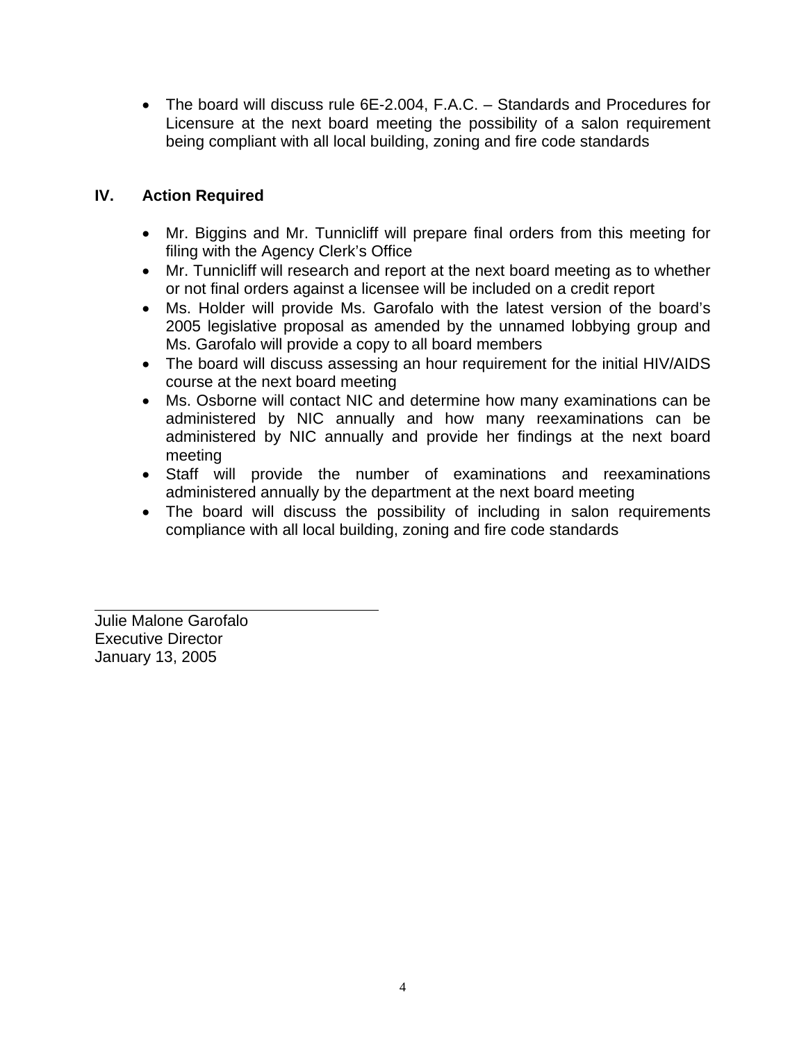- The board will discuss rule 6E-2.004, F.A.C. – Standards and Procedures for Licensure at the next board meeting the possibility of a salon requirement being compliant with all local building, zoning and fire code standards

## IV. Action Required

- Mr. Biggins and Mr. Tunnicliff will prepare final orders from this meeting for filing with the Agency Clerk's Office
- Mr. Tunnicliff will research and report at the next board meeting as to whether or not final orders against a licensee will be included on a credit report
- Ms. Holder will provide Ms. Garofalo with the latest version of the board's 2005 legislative proposal as amended by the unnamed lobbying group and Ms. Garofalo will provide a copy to all board members
- The board will discuss assessing an hour requirement for the initial HIV/AIDS course at the next board meeting
- Ms. Osborne will contact NIC and determine how many examinations can be administered by NIC annually and how many reexaminations can be administered by NIC annually and provide her findings at the next board meeting
- Staff will provide the number of examinations and reexaminations administered annually by the department at the next board meeting
- The board will discuss the possibility of including in salon requirements compliance with all local building, zoning and fire code standards

Julie Malone Garofalo
Executive Director
January 13, 2005